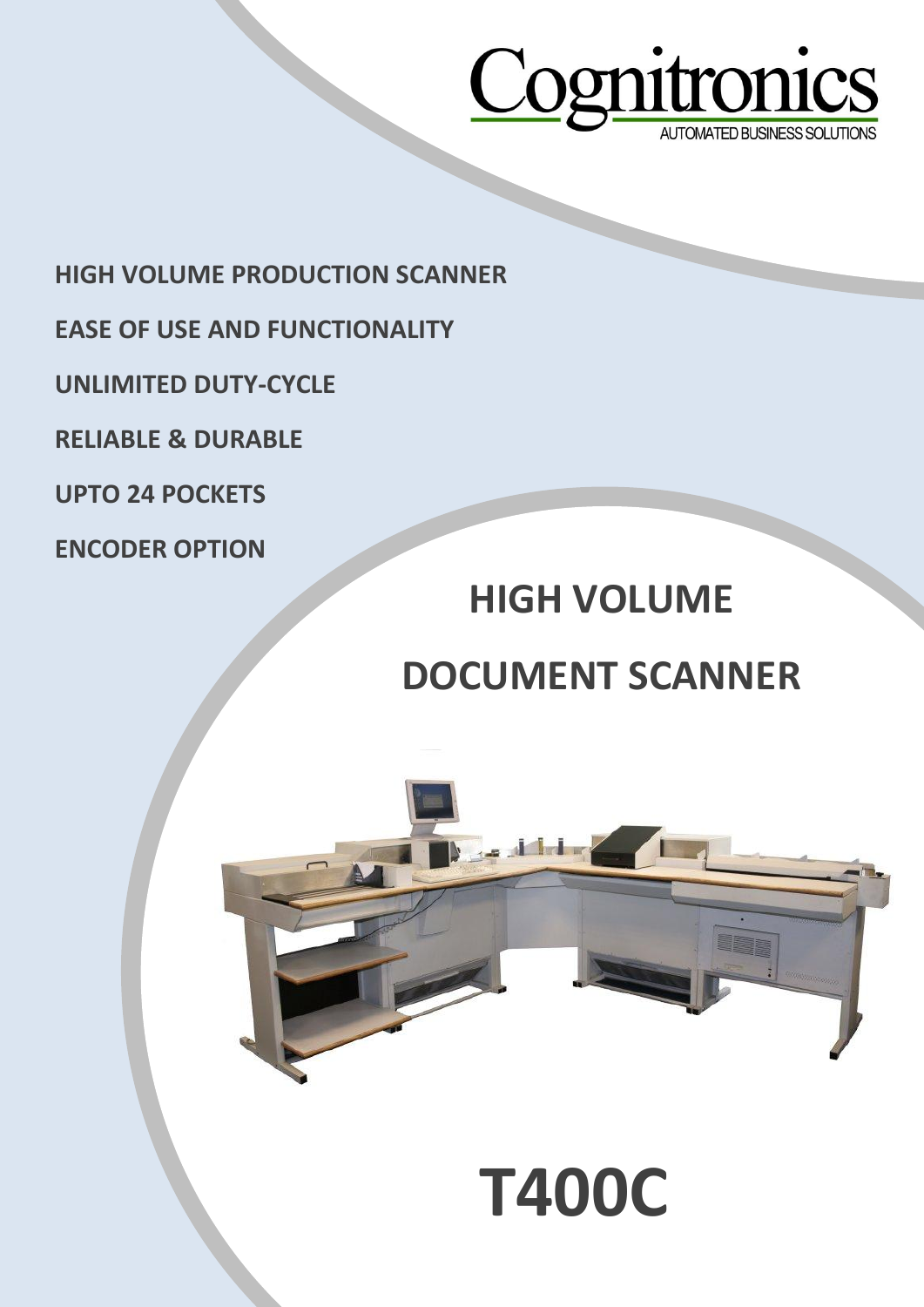Cognitronics

AUTOMATED BUSINESS SOLUTIONS

**HIGH VOLUME PRODUCTION SCANNER**

**EASE OF USE AND FUNCTIONALITY**

**UNLIMITED DUTY-CYCLE**

**RELIABLE & DURABLE**

**UPTO 24 POCKETS**

**ENCODER OPTION**

# HIGH VOLUME DOCUMENT SCANNER

# T400C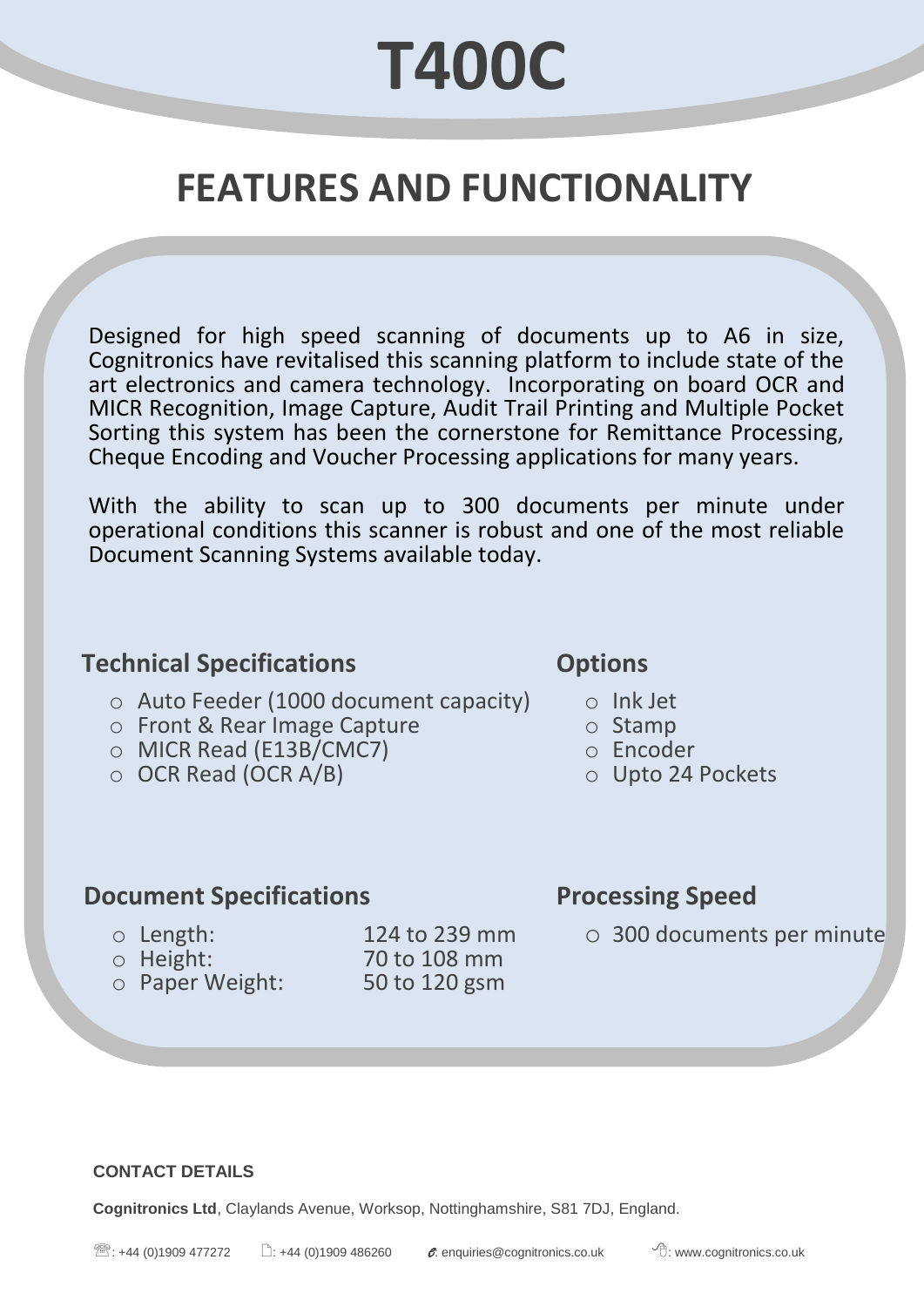# T400C

## FEATURES AND FUNCTIONALITY

Designed for high speed scanning of documents up to A6 in size, Cognitronics have revitalised this scanning platform to include state of the art electronics and camera technology. Incorporating on board OCR and MICR Recognition, Image Capture, Audit Trail Printing and Multiple Pocket Sorting this system has been the cornerstone for Remittance Processing, Cheque Encoding and Voucher Processing applications for many years.

With the ability to scan up to 300 documents per minute under operational conditions this scanner is robust and one of the most reliable Document Scanning Systems available today.

### Technical Specifications

- Auto Feeder (1000 document capacity)
- Front & Rear Image Capture
- MICR Read (E13B/CMC7)
- OCR Read (OCR A/B)

### Options

- Ink Jet
- Stamp
- Encoder
- Upto 24 Pockets

### Document Specifications

- Length: 124 to 239 mm
- Height: 70 to 108 mm
- Paper Weight: 50 to 120 gsm

### Processing Speed

- 300 documents per minute

**CONTACT DETAILS**

**Cognitronics Ltd**, Claylands Avenue, Worksop, Nottinghamshire, S81 7DJ, England.

: +44 (0)1909 477272 : +44 (0)1909 486260 : enquiries@cognitronics.co.uk : www.cognitronics.co.uk